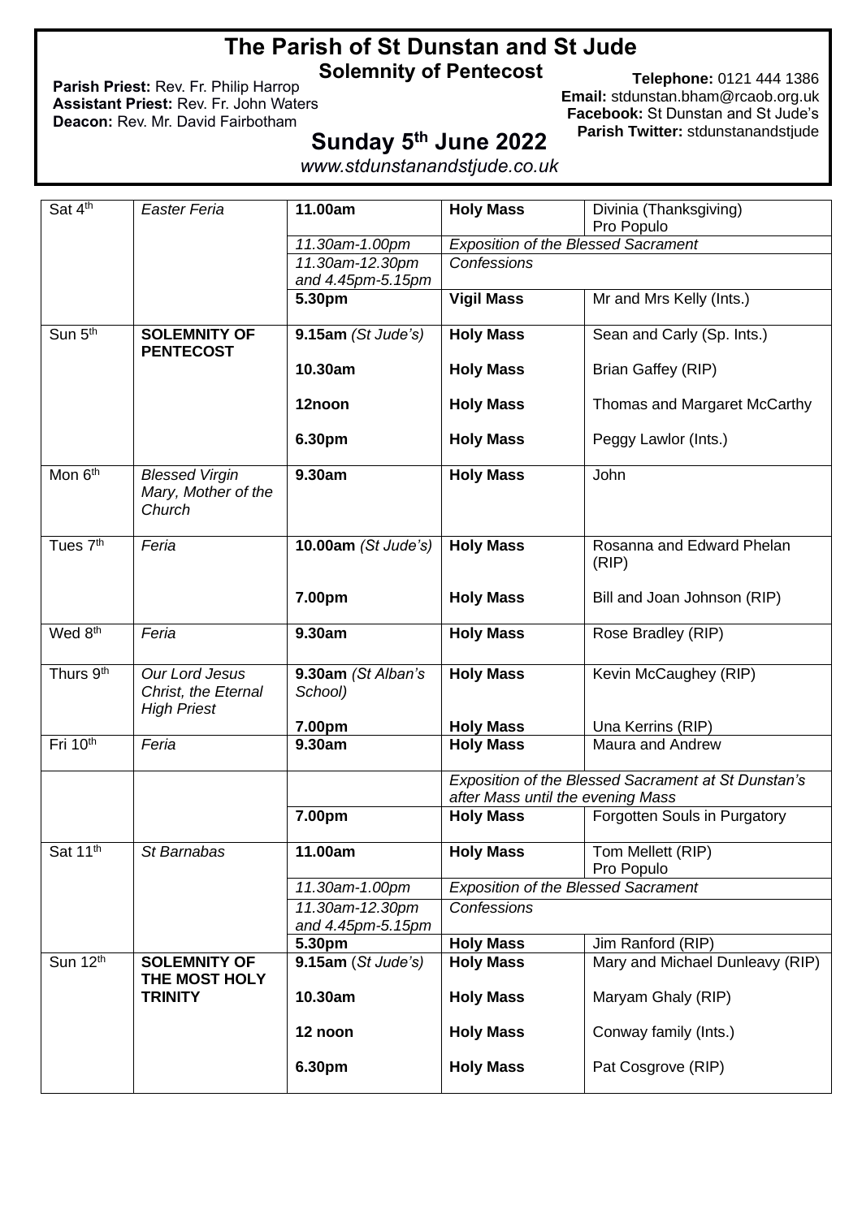# The Parish of St Dunstan and St Jude

## Solemnity of Pentecost

**Parish Priest:** Rev. Fr. Philip Harrop
**Assistant Priest:** Rev. Fr. John Waters
**Deacon:** Rev. Mr. David Fairbotham

**Telephone:** 0121 444 1386
**Email:** stdunstan.bham@rcaob.org.uk
**Facebook:** St Dunstan and St Jude's
**Parish Twitter:** stdunstanandstjude

## Sunday 5th June 2022

*www.stdunstanandstjude.co.uk*

| | | | | |
|---|---|---|---|---|
| Sat 4th | *Easter Feria* | **11.00am** | **Holy Mass** | Divinia (Thanksgiving) Pro Populo |
| | | *11.30am-1.00pm* | *Exposition of the Blessed Sacrament* | |
| | | *11.30am-12.30pm and 4.45pm-5.15pm* | *Confessions* | |
| | | **5.30pm** | **Vigil Mass** | Mr and Mrs Kelly (Ints.) |
| Sun 5th | **SOLEMNITY OF PENTECOST** | **9.15am** *(St Jude's)* | **Holy Mass** | Sean and Carly (Sp. Ints.) |
| | | **10.30am** | **Holy Mass** | Brian Gaffey (RIP) |
| | | **12noon** | **Holy Mass** | Thomas and Margaret McCarthy |
| | | **6.30pm** | **Holy Mass** | Peggy Lawlor (Ints.) |
| Mon 6th | *Blessed Virgin Mary, Mother of the Church* | **9.30am** | **Holy Mass** | John |
| Tues 7th | *Feria* | **10.00am** *(St Jude's)* | **Holy Mass** | Rosanna and Edward Phelan (RIP) |
| | | **7.00pm** | **Holy Mass** | Bill and Joan Johnson (RIP) |
| Wed 8th | *Feria* | **9.30am** | **Holy Mass** | Rose Bradley (RIP) |
| Thurs 9th | *Our Lord Jesus Christ, the Eternal High Priest* | **9.30am** *(St Alban's School)* | **Holy Mass** | Kevin McCaughey (RIP) |
| | | **7.00pm** | **Holy Mass** | Una Kerrins (RIP) |
| Fri 10th | *Feria* | **9.30am** | **Holy Mass** | Maura and Andrew |
| | | | *Exposition of the Blessed Sacrament at St Dunstan's after Mass until the evening Mass* | |
| | | **7.00pm** | **Holy Mass** | Forgotten Souls in Purgatory |
| Sat 11th | *St Barnabas* | **11.00am** | **Holy Mass** | Tom Mellett (RIP) Pro Populo |
| | | *11.30am-1.00pm* | *Exposition of the Blessed Sacrament* | |
| | | *11.30am-12.30pm and 4.45pm-5.15pm* | *Confessions* | |
| | | **5.30pm** | **Holy Mass** | Jim Ranford (RIP) |
| Sun 12th | **SOLEMNITY OF THE MOST HOLY TRINITY** | **9.15am** (*St Jude's)* | **Holy Mass** | Mary and Michael Dunleavy (RIP) |
| | | **10.30am** | **Holy Mass** | Maryam Ghaly (RIP) |
| | | **12 noon** | **Holy Mass** | Conway family (Ints.) |
| | | **6.30pm** | **Holy Mass** | Pat Cosgrove (RIP) |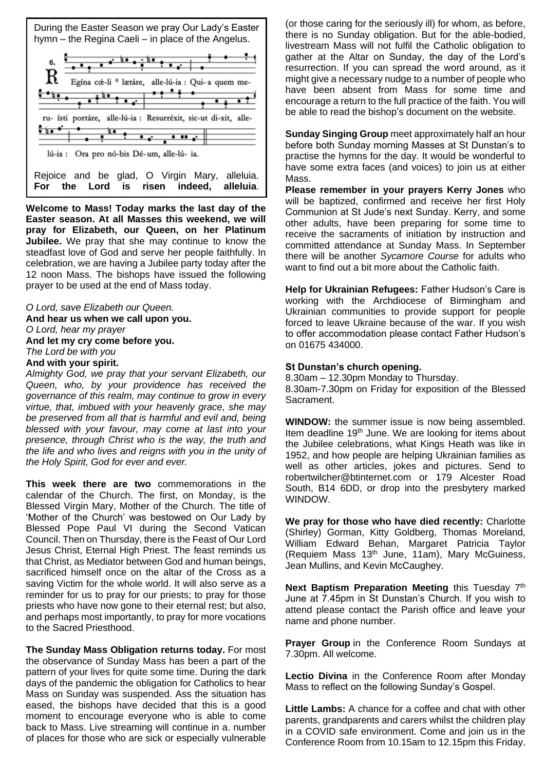During the Easter Season we pray Our Lady's Easter hymn – the Regina Caeli – in place of the Angelus.

6. Regína cœ́-li * lætáre, alle-lú-ia : Qui- a quem me-ru- ísti portáre, alle-lú-ia : Resurréxit, sic-ut di-xit, alle-lú-ia : Ora pro nó-bis Dé-um, alle-lú- ia.

Rejoice and be glad, O Virgin Mary, alleluia. **For the Lord is risen indeed, alleluia**.

**Welcome to Mass! Today marks the last day of the Easter season. At all Masses this weekend, we will pray for Elizabeth, our Queen, on her Platinum Jubilee.** We pray that she may continue to know the steadfast love of God and serve her people faithfully. In celebration, we are having a Jubilee party today after the 12 noon Mass. The bishops have issued the following prayer to be used at the end of Mass today.

*O Lord, save Elizabeth our Queen.*
**And hear us when we call upon you.**
*O Lord, hear my prayer*
**And let my cry come before you.**
*The Lord be with you*
**And with your spirit.**
*Almighty God, we pray that your servant Elizabeth, our Queen, who, by your providence has received the governance of this realm, may continue to grow in every virtue, that, imbued with your heavenly grace, she may be preserved from all that is harmful and evil and, being blessed with your favour, may come at last into your presence, through Christ who is the way, the truth and the life and who lives and reigns with you in the unity of the Holy Spirit, God for ever and ever.*

**This week there are two** commemorations in the calendar of the Church. The first, on Monday, is the Blessed Virgin Mary, Mother of the Church. The title of 'Mother of the Church' was bestowed on Our Lady by Blessed Pope Paul VI during the Second Vatican Council. Then on Thursday, there is the Feast of Our Lord Jesus Christ, Eternal High Priest. The feast reminds us that Christ, as Mediator between God and human beings, sacrificed himself once on the altar of the Cross as a saving Victim for the whole world. It will also serve as a reminder for us to pray for our priests; to pray for those priests who have now gone to their eternal rest; but also, and perhaps most importantly, to pray for more vocations to the Sacred Priesthood.

**The Sunday Mass Obligation returns today.** For most the observance of Sunday Mass has been a part of the pattern of your lives for quite some time. During the dark days of the pandemic the obligation for Catholics to hear Mass on Sunday was suspended. Ass the situation has eased, the bishops have decided that this is a good moment to encourage everyone who is able to come back to Mass. Live streaming will continue in a. number of places for those who are sick or especially vulnerable (or those caring for the seriously ill) for whom, as before, there is no Sunday obligation. But for the able-bodied, livestream Mass will not fulfil the Catholic obligation to gather at the Altar on Sunday, the day of the Lord's resurrection. If you can spread the word around, as it might give a necessary nudge to a number of people who have been absent from Mass for some time and encourage a return to the full practice of the faith. You will be able to read the bishop's document on the website.

**Sunday Singing Group** meet approximately half an hour before both Sunday morning Masses at St Dunstan's to practise the hymns for the day. It would be wonderful to have some extra faces (and voices) to join us at either Mass.

**Please remember in your prayers Kerry Jones** who will be baptized, confirmed and receive her first Holy Communion at St Jude's next Sunday. Kerry, and some other adults, have been preparing for some time to receive the sacraments of initiation by instruction and committed attendance at Sunday Mass. In September there will be another *Sycamore Course* for adults who want to find out a bit more about the Catholic faith.

**Help for Ukrainian Refugees:** Father Hudson's Care is working with the Archdiocese of Birmingham and Ukrainian communities to provide support for people forced to leave Ukraine because of the war. If you wish to offer accommodation please contact Father Hudson's on 01675 434000.

**St Dunstan's church opening.**
8.30am – 12.30pm Monday to Thursday.
8.30am-7.30pm on Friday for exposition of the Blessed Sacrament.

**WINDOW:** the summer issue is now being assembled. Item deadline 19th June. We are looking for items about the Jubilee celebrations, what Kings Heath was like in 1952, and how people are helping Ukrainian families as well as other articles, jokes and pictures. Send to robertwilcher@btinternet.com or 179 Alcester Road South, B14 6DD, or drop into the presbytery marked WINDOW.

**We pray for those who have died recently:** Charlotte (Shirley) Gorman, Kitty Goldberg, Thomas Moreland, William Edward Behan, Margaret Patricia Taylor (Requiem Mass 13th June, 11am), Mary McGuiness, Jean Mullins, and Kevin McCaughey.

**Next Baptism Preparation Meeting** this Tuesday 7th June at 7.45pm in St Dunstan's Church. If you wish to attend please contact the Parish office and leave your name and phone number.

**Prayer Group** in the Conference Room Sundays at 7.30pm. All welcome.

**Lectio Divina** in the Conference Room after Monday Mass to reflect on the following Sunday's Gospel.

**Little Lambs:** A chance for a coffee and chat with other parents, grandparents and carers whilst the children play in a COVID safe environment. Come and join us in the Conference Room from 10.15am to 12.15pm this Friday.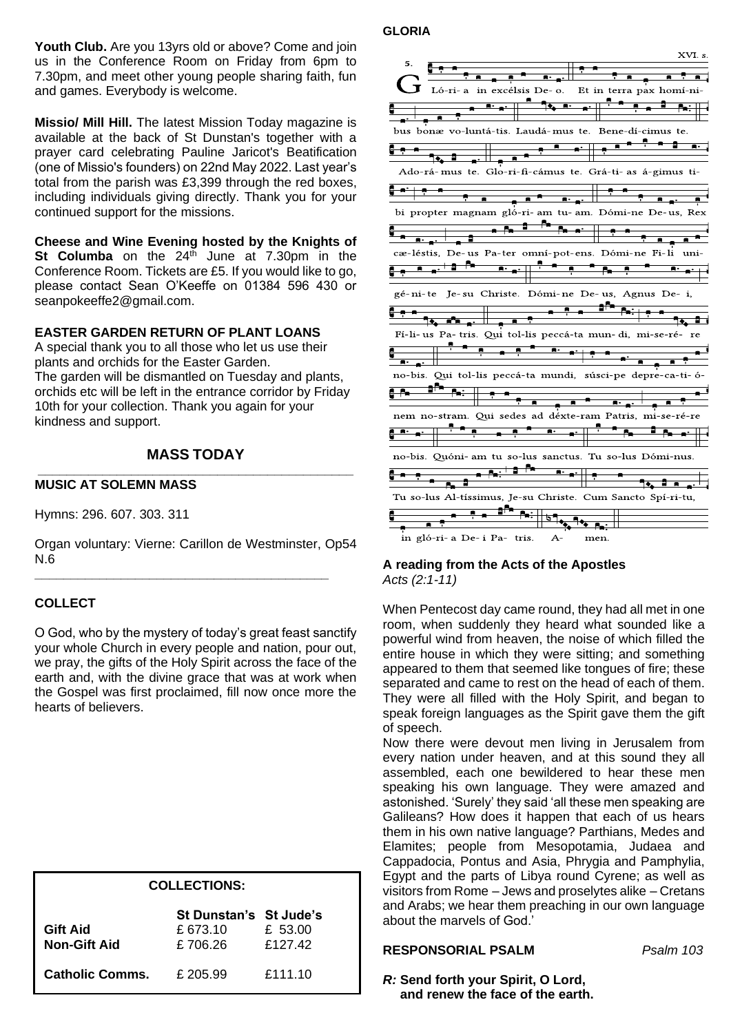**Youth Club.** Are you 13yrs old or above? Come and join us in the Conference Room on Friday from 6pm to 7.30pm, and meet other young people sharing faith, fun and games. Everybody is welcome.

**Missio/ Mill Hill.** The latest Mission Today magazine is available at the back of St Dunstan's together with a prayer card celebrating Pauline Jaricot's Beatification (one of Missio's founders) on 22nd May 2022. Last year's total from the parish was £3,399 through the red boxes, including individuals giving directly. Thank you for your continued support for the missions.

**Cheese and Wine Evening hosted by the Knights of St Columba** on the 24th June at 7.30pm in the Conference Room. Tickets are £5. If you would like to go, please contact Sean O'Keeffe on 01384 596 430 or seanpokeeffe2@gmail.com.

**EASTER GARDEN RETURN OF PLANT LOANS**

A special thank you to all those who let us use their plants and orchids for the Easter Garden.
The garden will be dismantled on Tuesday and plants, orchids etc will be left in the entrance corridor by Friday 10th for your collection. Thank you again for your kindness and support.

## MASS TODAY

### MUSIC AT SOLEMN MASS

Hymns: 296. 607. 303. 311

Organ voluntary: Vierne: Carillon de Westminster, Op54 N.6

### COLLECT

O God, who by the mystery of today's great feast sanctify your whole Church in every people and nation, pour out, we pray, the gifts of the Holy Spirit across the face of the earth and, with the divine grace that was at work when the Gospel was first proclaimed, fill now once more the hearts of believers.

| COLLECTIONS: | | |
|---|---|---|
| | **St Dunstan's** | **St Jude's** |
| **Gift Aid** | £ 673.10 | £ 53.00 |
| **Non-Gift Aid** | £ 706.26 | £127.42 |
| **Catholic Comms.** | £ 205.99 | £111.10 |

### GLORIA

XVI. s.

Glória in excélsis Deo. Et in terra pax homínibus bonæ voluntátis. Laudámus te. Benedícimus te. Adorámus te. Glorificámus te. Grátias ágimus tibi propter magnam glóriam tuam. Dómine Deus, Rex cæléstis, Deus Pater omnípotens. Dómine Fili unigénite Jesu Christe. Dómine Deus, Agnus Dei, Fílius Patris. Qui tollis peccáta mundi, miserére nobis. Qui tollis peccáta mundi, súscipe deprecatiónem nostram. Qui sedes ad déxteram Patris, miserére nobis. Quóniam tu solus sanctus. Tu solus Dóminus. Tu solus Altíssimus, Jesu Christe. Cum Sancto Spíritu, in glória Dei Patris. Amen.

### A reading from the Acts of the Apostles

*Acts (2:1-11)*

When Pentecost day came round, they had all met in one room, when suddenly they heard what sounded like a powerful wind from heaven, the noise of which filled the entire house in which they were sitting; and something appeared to them that seemed like tongues of fire; these separated and came to rest on the head of each of them. They were all filled with the Holy Spirit, and began to speak foreign languages as the Spirit gave them the gift of speech.

Now there were devout men living in Jerusalem from every nation under heaven, and at this sound they all assembled, each one bewildered to hear these men speaking his own language. They were amazed and astonished. 'Surely' they said 'all these men speaking are Galileans? How does it happen that each of us hears them in his own native language? Parthians, Medes and Elamites; people from Mesopotamia, Judaea and Cappadocia, Pontus and Asia, Phrygia and Pamphylia, Egypt and the parts of Libya round Cyrene; as well as visitors from Rome – Jews and proselytes alike – Cretans and Arabs; we hear them preaching in our own language about the marvels of God.'

### RESPONSORIAL PSALM *Psalm 103*

***R:*** **Send forth your Spirit, O Lord, and renew the face of the earth.**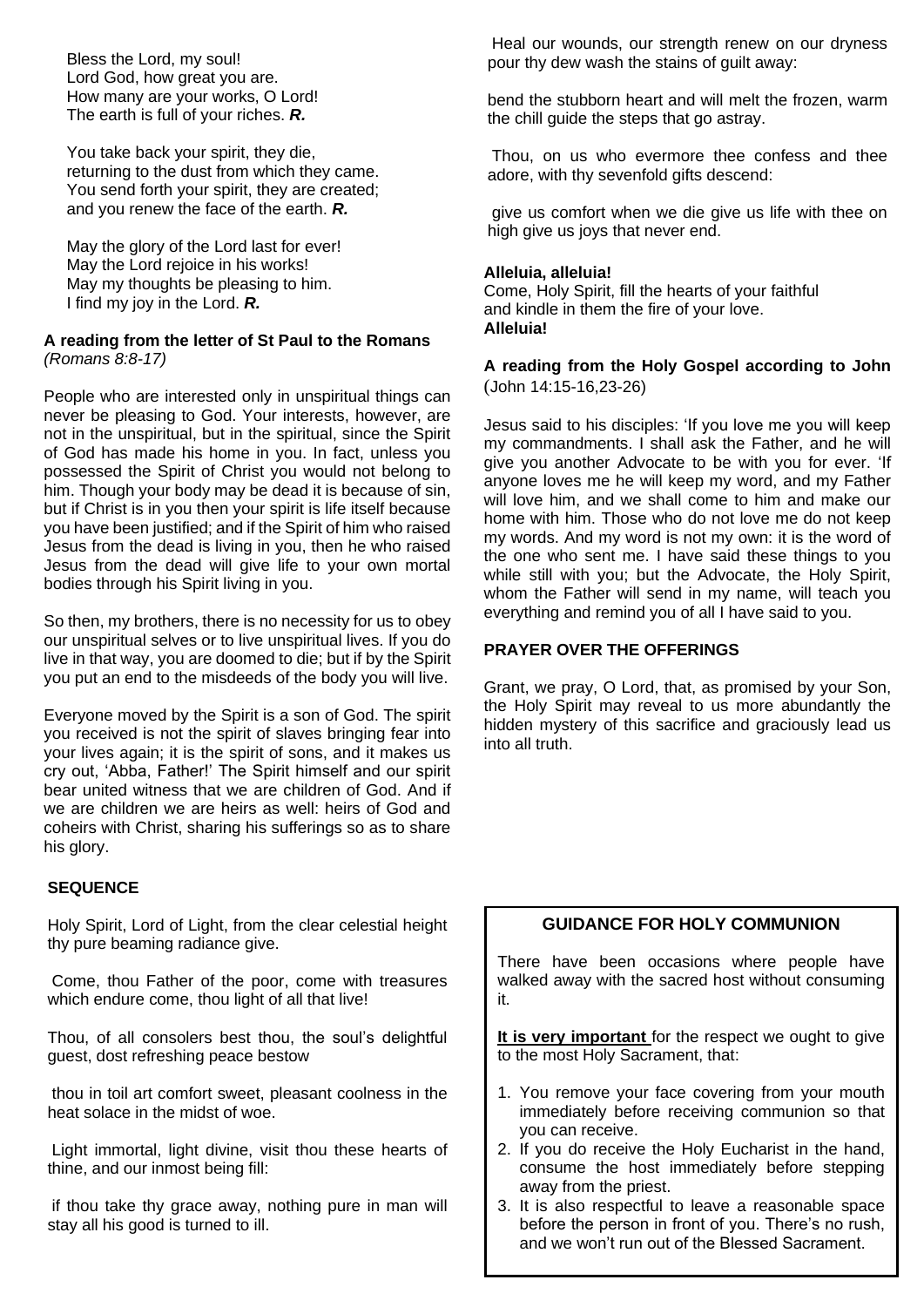Bless the Lord, my soul!
Lord God, how great you are.
How many are your works, O Lord!
The earth is full of your riches. ***R.***

You take back your spirit, they die,
returning to the dust from which they came.
You send forth your spirit, they are created;
and you renew the face of the earth. ***R.***

May the glory of the Lord last for ever!
May the Lord rejoice in his works!
May my thoughts be pleasing to him.
I find my joy in the Lord. ***R.***

**A reading from the letter of St Paul to the Romans**
*(Romans 8:8-17)*

People who are interested only in unspiritual things can never be pleasing to God. Your interests, however, are not in the unspiritual, but in the spiritual, since the Spirit of God has made his home in you. In fact, unless you possessed the Spirit of Christ you would not belong to him. Though your body may be dead it is because of sin, but if Christ is in you then your spirit is life itself because you have been justified; and if the Spirit of him who raised Jesus from the dead is living in you, then he who raised Jesus from the dead will give life to your own mortal bodies through his Spirit living in you.

So then, my brothers, there is no necessity for us to obey our unspiritual selves or to live unspiritual lives. If you do live in that way, you are doomed to die; but if by the Spirit you put an end to the misdeeds of the body you will live.

Everyone moved by the Spirit is a son of God. The spirit you received is not the spirit of slaves bringing fear into your lives again; it is the spirit of sons, and it makes us cry out, 'Abba, Father!' The Spirit himself and our spirit bear united witness that we are children of God. And if we are children we are heirs as well: heirs of God and coheirs with Christ, sharing his sufferings so as to share his glory.

**SEQUENCE**

Holy Spirit, Lord of Light, from the clear celestial height thy pure beaming radiance give.

Come, thou Father of the poor, come with treasures which endure come, thou light of all that live!

Thou, of all consolers best thou, the soul's delightful guest, dost refreshing peace bestow

thou in toil art comfort sweet, pleasant coolness in the heat solace in the midst of woe.

Light immortal, light divine, visit thou these hearts of thine, and our inmost being fill:

if thou take thy grace away, nothing pure in man will stay all his good is turned to ill.

Heal our wounds, our strength renew on our dryness pour thy dew wash the stains of guilt away:

bend the stubborn heart and will melt the frozen, warm the chill guide the steps that go astray.

Thou, on us who evermore thee confess and thee adore, with thy sevenfold gifts descend:

give us comfort when we die give us life with thee on high give us joys that never end.

**Alleluia, alleluia!**
Come, Holy Spirit, fill the hearts of your faithful
and kindle in them the fire of your love.
**Alleluia!**

**A reading from the Holy Gospel according to John**
(John 14:15-16,23-26)

Jesus said to his disciples: 'If you love me you will keep my commandments. I shall ask the Father, and he will give you another Advocate to be with you for ever. 'If anyone loves me he will keep my word, and my Father will love him, and we shall come to him and make our home with him. Those who do not love me do not keep my words. And my word is not my own: it is the word of the one who sent me. I have said these things to you while still with you; but the Advocate, the Holy Spirit, whom the Father will send in my name, will teach you everything and remind you of all I have said to you.

**PRAYER OVER THE OFFERINGS**

Grant, we pray, O Lord, that, as promised by your Son, the Holy Spirit may reveal to us more abundantly the hidden mystery of this sacrifice and graciously lead us into all truth.

**GUIDANCE FOR HOLY COMMUNION**

There have been occasions where people have walked away with the sacred host without consuming it.

**It is very important** for the respect we ought to give to the most Holy Sacrament, that:

1. You remove your face covering from your mouth immediately before receiving communion so that you can receive.
2. If you do receive the Holy Eucharist in the hand, consume the host immediately before stepping away from the priest.
3. It is also respectful to leave a reasonable space before the person in front of you. There's no rush, and we won't run out of the Blessed Sacrament.